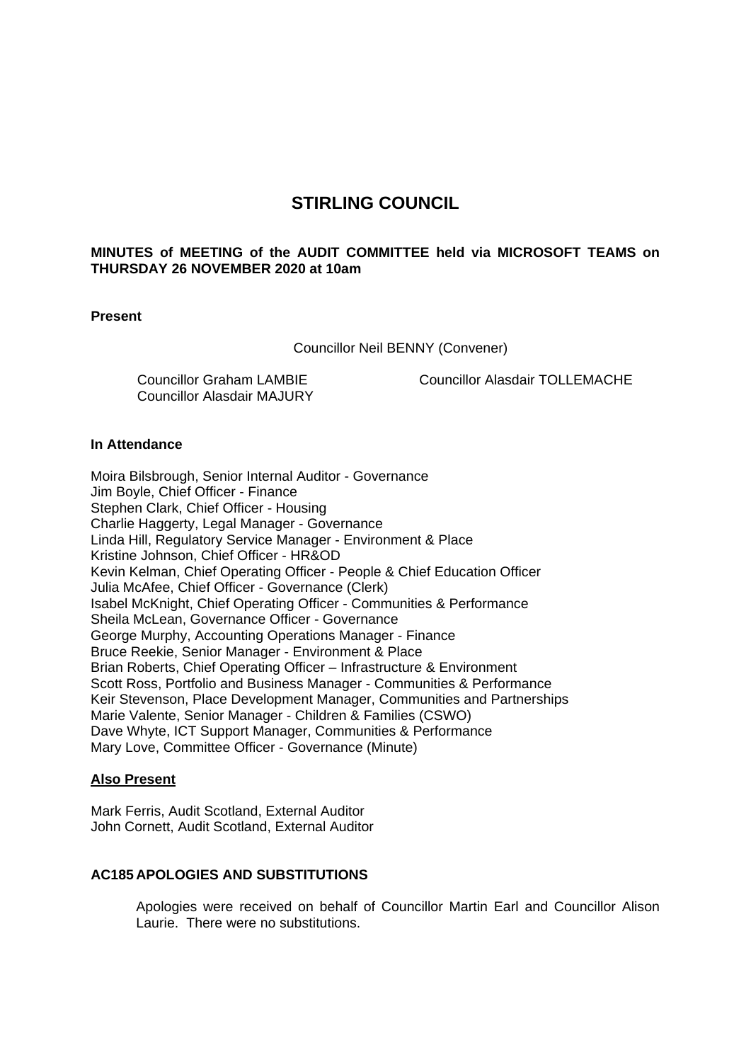# STIRLING COUNCIL

**MINUTES of MEETING of the AUDIT COMMITTEE held via MICROSOFT TEAMS on THURSDAY 26 NOVEMBER 2020 at 10am**

**Present**

Councillor Neil BENNY (Convener)

Councillor Graham LAMBIE
Councillor Alasdair MAJURY
Councillor Alasdair TOLLEMACHE

**In Attendance**

Moira Bilsbrough, Senior Internal Auditor - Governance
Jim Boyle, Chief Officer - Finance
Stephen Clark, Chief Officer - Housing
Charlie Haggerty, Legal Manager - Governance
Linda Hill, Regulatory Service Manager - Environment & Place
Kristine Johnson, Chief Officer - HR&OD
Kevin Kelman, Chief Operating Officer - People & Chief Education Officer
Julia McAfee, Chief Officer - Governance (Clerk)
Isabel McKnight, Chief Operating Officer - Communities & Performance
Sheila McLean, Governance Officer - Governance
George Murphy, Accounting Operations Manager - Finance
Bruce Reekie, Senior Manager - Environment & Place
Brian Roberts, Chief Operating Officer – Infrastructure & Environment
Scott Ross, Portfolio and Business Manager - Communities & Performance
Keir Stevenson, Place Development Manager, Communities and Partnerships
Marie Valente, Senior Manager - Children & Families (CSWO)
Dave Whyte, ICT Support Manager, Communities & Performance
Mary Love, Committee Officer - Governance (Minute)

**Also Present**

Mark Ferris, Audit Scotland, External Auditor
John Cornett, Audit Scotland, External Auditor

**AC185 APOLOGIES AND SUBSTITUTIONS**

Apologies were received on behalf of Councillor Martin Earl and Councillor Alison Laurie. There were no substitutions.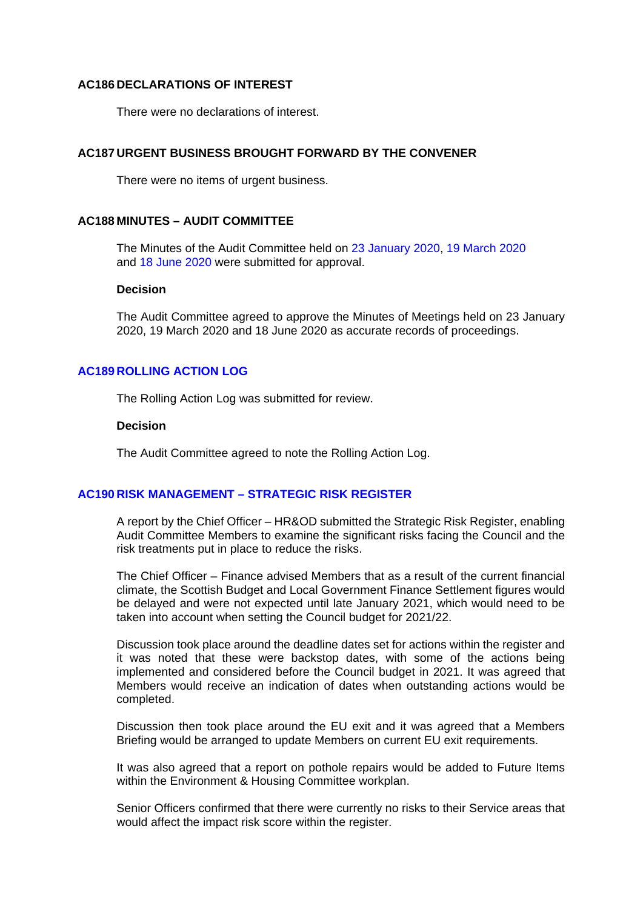### AC186 DECLARATIONS OF INTEREST

There were no declarations of interest.

### AC187 URGENT BUSINESS BROUGHT FORWARD BY THE CONVENER

There were no items of urgent business.

### AC188 MINUTES – AUDIT COMMITTEE

The Minutes of the Audit Committee held on 23 January 2020, 19 March 2020 and 18 June 2020 were submitted for approval.

**Decision**

The Audit Committee agreed to approve the Minutes of Meetings held on 23 January 2020, 19 March 2020 and 18 June 2020 as accurate records of proceedings.

### AC189 ROLLING ACTION LOG

The Rolling Action Log was submitted for review.

**Decision**

The Audit Committee agreed to note the Rolling Action Log.

### AC190 RISK MANAGEMENT – STRATEGIC RISK REGISTER

A report by the Chief Officer – HR&OD submitted the Strategic Risk Register, enabling Audit Committee Members to examine the significant risks facing the Council and the risk treatments put in place to reduce the risks.

The Chief Officer – Finance advised Members that as a result of the current financial climate, the Scottish Budget and Local Government Finance Settlement figures would be delayed and were not expected until late January 2021, which would need to be taken into account when setting the Council budget for 2021/22.

Discussion took place around the deadline dates set for actions within the register and it was noted that these were backstop dates, with some of the actions being implemented and considered before the Council budget in 2021. It was agreed that Members would receive an indication of dates when outstanding actions would be completed.

Discussion then took place around the EU exit and it was agreed that a Members Briefing would be arranged to update Members on current EU exit requirements.

It was also agreed that a report on pothole repairs would be added to Future Items within the Environment & Housing Committee workplan.

Senior Officers confirmed that there were currently no risks to their Service areas that would affect the impact risk score within the register.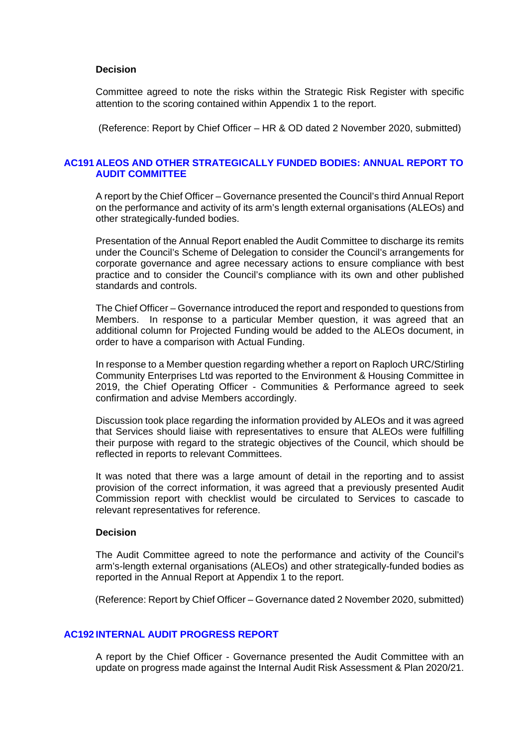**Decision**

Committee agreed to note the risks within the Strategic Risk Register with specific attention to the scoring contained within Appendix 1 to the report.

(Reference: Report by Chief Officer – HR & OD dated 2 November 2020, submitted)

## AC191 ALEOS AND OTHER STRATEGICALLY FUNDED BODIES: ANNUAL REPORT TO AUDIT COMMITTEE

A report by the Chief Officer – Governance presented the Council's third Annual Report on the performance and activity of its arm's length external organisations (ALEOs) and other strategically-funded bodies.

Presentation of the Annual Report enabled the Audit Committee to discharge its remits under the Council's Scheme of Delegation to consider the Council's arrangements for corporate governance and agree necessary actions to ensure compliance with best practice and to consider the Council's compliance with its own and other published standards and controls.

The Chief Officer – Governance introduced the report and responded to questions from Members. In response to a particular Member question, it was agreed that an additional column for Projected Funding would be added to the ALEOs document, in order to have a comparison with Actual Funding.

In response to a Member question regarding whether a report on Raploch URC/Stirling Community Enterprises Ltd was reported to the Environment & Housing Committee in 2019, the Chief Operating Officer - Communities & Performance agreed to seek confirmation and advise Members accordingly.

Discussion took place regarding the information provided by ALEOs and it was agreed that Services should liaise with representatives to ensure that ALEOs were fulfilling their purpose with regard to the strategic objectives of the Council, which should be reflected in reports to relevant Committees.

It was noted that there was a large amount of detail in the reporting and to assist provision of the correct information, it was agreed that a previously presented Audit Commission report with checklist would be circulated to Services to cascade to relevant representatives for reference.

**Decision**

The Audit Committee agreed to note the performance and activity of the Council's arm's-length external organisations (ALEOs) and other strategically-funded bodies as reported in the Annual Report at Appendix 1 to the report.

(Reference: Report by Chief Officer – Governance dated 2 November 2020, submitted)

## AC192 INTERNAL AUDIT PROGRESS REPORT

A report by the Chief Officer - Governance presented the Audit Committee with an update on progress made against the Internal Audit Risk Assessment & Plan 2020/21.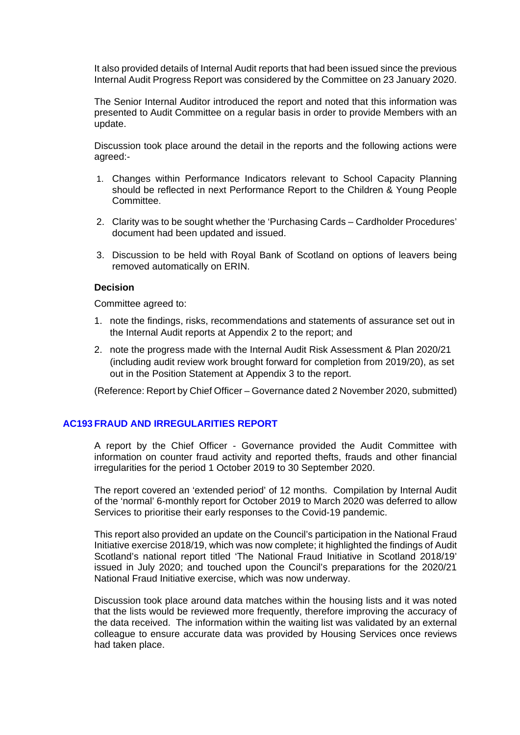It also provided details of Internal Audit reports that had been issued since the previous Internal Audit Progress Report was considered by the Committee on 23 January 2020.

The Senior Internal Auditor introduced the report and noted that this information was presented to Audit Committee on a regular basis in order to provide Members with an update.

Discussion took place around the detail in the reports and the following actions were agreed:-

1. Changes within Performance Indicators relevant to School Capacity Planning should be reflected in next Performance Report to the Children & Young People Committee.
2. Clarity was to be sought whether the 'Purchasing Cards – Cardholder Procedures' document had been updated and issued.
3. Discussion to be held with Royal Bank of Scotland on options of leavers being removed automatically on ERIN.

**Decision**

Committee agreed to:

1. note the findings, risks, recommendations and statements of assurance set out in the Internal Audit reports at Appendix 2 to the report; and
2. note the progress made with the Internal Audit Risk Assessment & Plan 2020/21 (including audit review work brought forward for completion from 2019/20), as set out in the Position Statement at Appendix 3 to the report.

(Reference: Report by Chief Officer – Governance dated 2 November 2020, submitted)

## AC193 FRAUD AND IRREGULARITIES REPORT

A report by the Chief Officer - Governance provided the Audit Committee with information on counter fraud activity and reported thefts, frauds and other financial irregularities for the period 1 October 2019 to 30 September 2020.

The report covered an 'extended period' of 12 months. Compilation by Internal Audit of the 'normal' 6-monthly report for October 2019 to March 2020 was deferred to allow Services to prioritise their early responses to the Covid-19 pandemic.

This report also provided an update on the Council's participation in the National Fraud Initiative exercise 2018/19, which was now complete; it highlighted the findings of Audit Scotland's national report titled 'The National Fraud Initiative in Scotland 2018/19' issued in July 2020; and touched upon the Council's preparations for the 2020/21 National Fraud Initiative exercise, which was now underway.

Discussion took place around data matches within the housing lists and it was noted that the lists would be reviewed more frequently, therefore improving the accuracy of the data received. The information within the waiting list was validated by an external colleague to ensure accurate data was provided by Housing Services once reviews had taken place.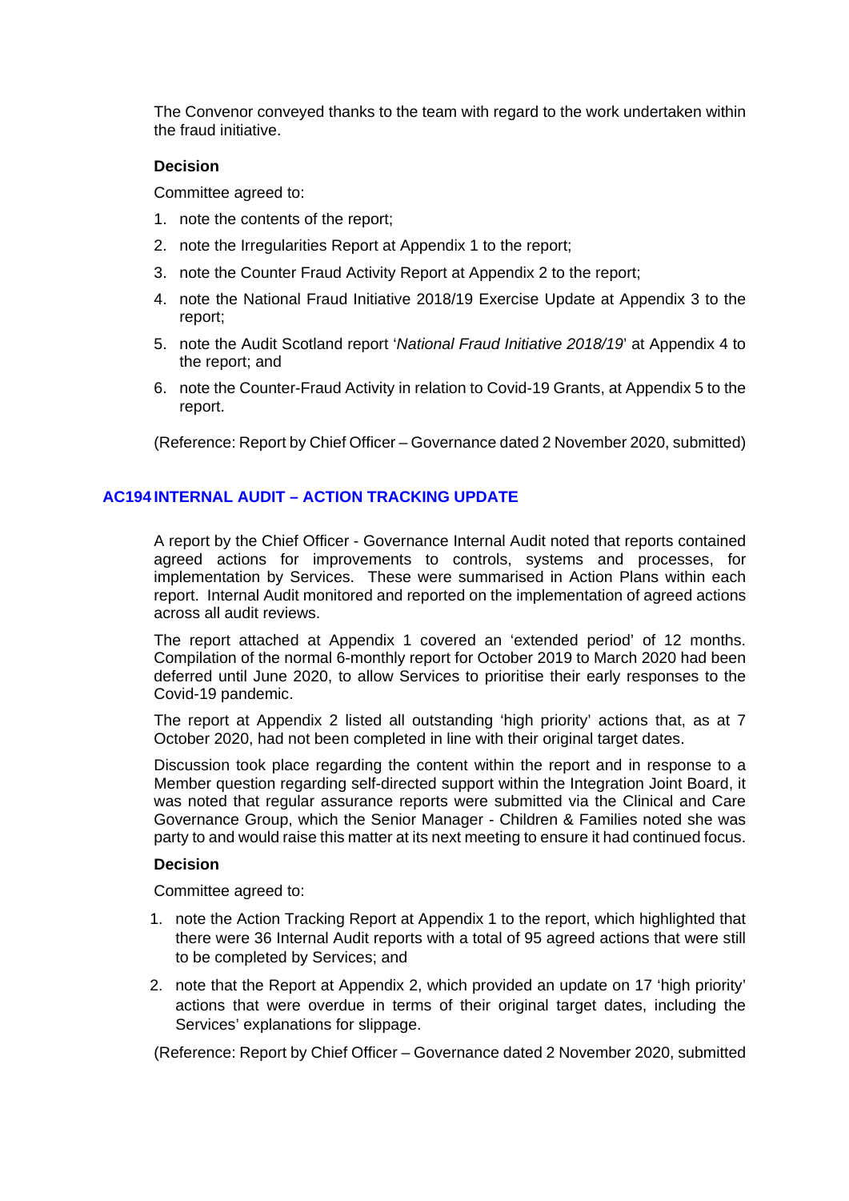The Convenor conveyed thanks to the team with regard to the work undertaken within the fraud initiative.

**Decision**

Committee agreed to:

1. note the contents of the report;
2. note the Irregularities Report at Appendix 1 to the report;
3. note the Counter Fraud Activity Report at Appendix 2 to the report;
4. note the National Fraud Initiative 2018/19 Exercise Update at Appendix 3 to the report;
5. note the Audit Scotland report '*National Fraud Initiative 2018/19*' at Appendix 4 to the report; and
6. note the Counter-Fraud Activity in relation to Covid-19 Grants, at Appendix 5 to the report.

(Reference: Report by Chief Officer – Governance dated 2 November 2020, submitted)

## AC194 INTERNAL AUDIT – ACTION TRACKING UPDATE

A report by the Chief Officer - Governance Internal Audit noted that reports contained agreed actions for improvements to controls, systems and processes, for implementation by Services. These were summarised in Action Plans within each report. Internal Audit monitored and reported on the implementation of agreed actions across all audit reviews.

The report attached at Appendix 1 covered an 'extended period' of 12 months. Compilation of the normal 6-monthly report for October 2019 to March 2020 had been deferred until June 2020, to allow Services to prioritise their early responses to the Covid-19 pandemic.

The report at Appendix 2 listed all outstanding 'high priority' actions that, as at 7 October 2020, had not been completed in line with their original target dates.

Discussion took place regarding the content within the report and in response to a Member question regarding self-directed support within the Integration Joint Board, it was noted that regular assurance reports were submitted via the Clinical and Care Governance Group, which the Senior Manager - Children & Families noted she was party to and would raise this matter at its next meeting to ensure it had continued focus.

**Decision**

Committee agreed to:

1. note the Action Tracking Report at Appendix 1 to the report, which highlighted that there were 36 Internal Audit reports with a total of 95 agreed actions that were still to be completed by Services; and
2. note that the Report at Appendix 2, which provided an update on 17 'high priority' actions that were overdue in terms of their original target dates, including the Services' explanations for slippage.

(Reference: Report by Chief Officer – Governance dated 2 November 2020, submitted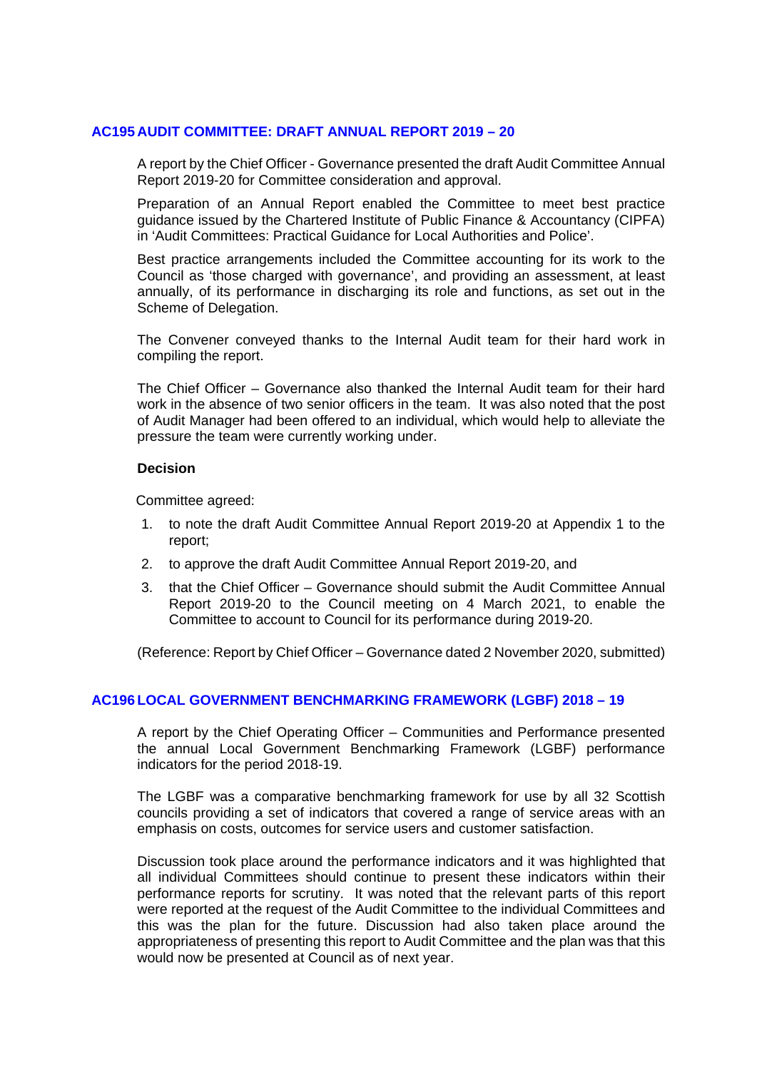## AC195 AUDIT COMMITTEE: DRAFT ANNUAL REPORT 2019 – 20

A report by the Chief Officer - Governance presented the draft Audit Committee Annual Report 2019-20 for Committee consideration and approval.

Preparation of an Annual Report enabled the Committee to meet best practice guidance issued by the Chartered Institute of Public Finance & Accountancy (CIPFA) in 'Audit Committees: Practical Guidance for Local Authorities and Police'.

Best practice arrangements included the Committee accounting for its work to the Council as 'those charged with governance', and providing an assessment, at least annually, of its performance in discharging its role and functions, as set out in the Scheme of Delegation.

The Convener conveyed thanks to the Internal Audit team for their hard work in compiling the report.

The Chief Officer – Governance also thanked the Internal Audit team for their hard work in the absence of two senior officers in the team. It was also noted that the post of Audit Manager had been offered to an individual, which would help to alleviate the pressure the team were currently working under.

**Decision**

Committee agreed:

1. to note the draft Audit Committee Annual Report 2019-20 at Appendix 1 to the report;
2. to approve the draft Audit Committee Annual Report 2019-20, and
3. that the Chief Officer – Governance should submit the Audit Committee Annual Report 2019-20 to the Council meeting on 4 March 2021, to enable the Committee to account to Council for its performance during 2019-20.

(Reference: Report by Chief Officer – Governance dated 2 November 2020, submitted)

## AC196 LOCAL GOVERNMENT BENCHMARKING FRAMEWORK (LGBF) 2018 – 19

A report by the Chief Operating Officer – Communities and Performance presented the annual Local Government Benchmarking Framework (LGBF) performance indicators for the period 2018-19.

The LGBF was a comparative benchmarking framework for use by all 32 Scottish councils providing a set of indicators that covered a range of service areas with an emphasis on costs, outcomes for service users and customer satisfaction.

Discussion took place around the performance indicators and it was highlighted that all individual Committees should continue to present these indicators within their performance reports for scrutiny. It was noted that the relevant parts of this report were reported at the request of the Audit Committee to the individual Committees and this was the plan for the future. Discussion had also taken place around the appropriateness of presenting this report to Audit Committee and the plan was that this would now be presented at Council as of next year.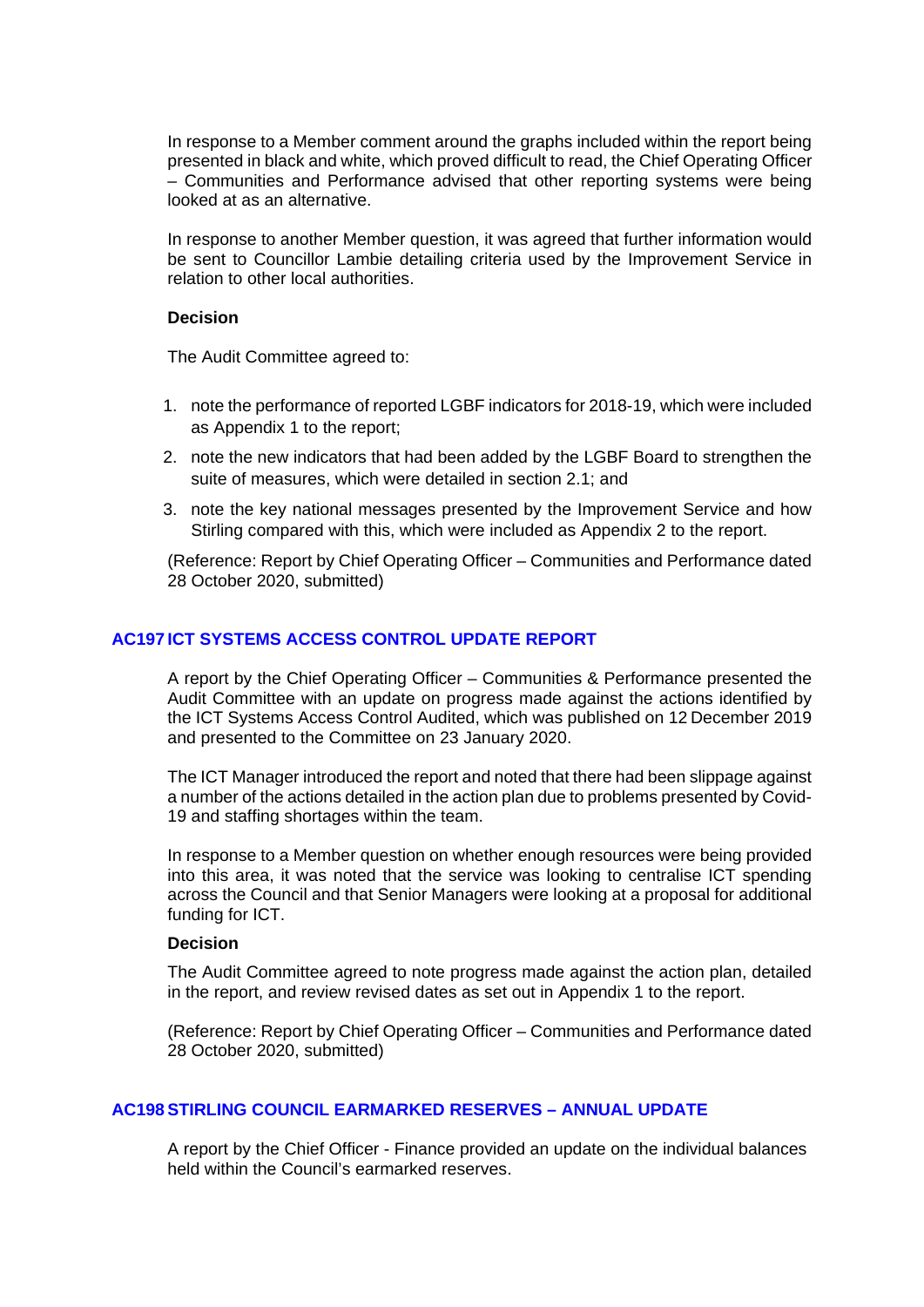In response to a Member comment around the graphs included within the report being presented in black and white, which proved difficult to read, the Chief Operating Officer – Communities and Performance advised that other reporting systems were being looked at as an alternative.

In response to another Member question, it was agreed that further information would be sent to Councillor Lambie detailing criteria used by the Improvement Service in relation to other local authorities.

**Decision**

The Audit Committee agreed to:

1. note the performance of reported LGBF indicators for 2018-19, which were included as Appendix 1 to the report;
2. note the new indicators that had been added by the LGBF Board to strengthen the suite of measures, which were detailed in section 2.1; and
3. note the key national messages presented by the Improvement Service and how Stirling compared with this, which were included as Appendix 2 to the report.

(Reference: Report by Chief Operating Officer – Communities and Performance dated 28 October 2020, submitted)

## AC197 ICT SYSTEMS ACCESS CONTROL UPDATE REPORT

A report by the Chief Operating Officer – Communities & Performance presented the Audit Committee with an update on progress made against the actions identified by the ICT Systems Access Control Audited, which was published on 12 December 2019 and presented to the Committee on 23 January 2020.

The ICT Manager introduced the report and noted that there had been slippage against a number of the actions detailed in the action plan due to problems presented by Covid-19 and staffing shortages within the team.

In response to a Member question on whether enough resources were being provided into this area, it was noted that the service was looking to centralise ICT spending across the Council and that Senior Managers were looking at a proposal for additional funding for ICT.

**Decision**

The Audit Committee agreed to note progress made against the action plan, detailed in the report, and review revised dates as set out in Appendix 1 to the report.

(Reference: Report by Chief Operating Officer – Communities and Performance dated 28 October 2020, submitted)

## AC198 STIRLING COUNCIL EARMARKED RESERVES – ANNUAL UPDATE

A report by the Chief Officer - Finance provided an update on the individual balances held within the Council's earmarked reserves.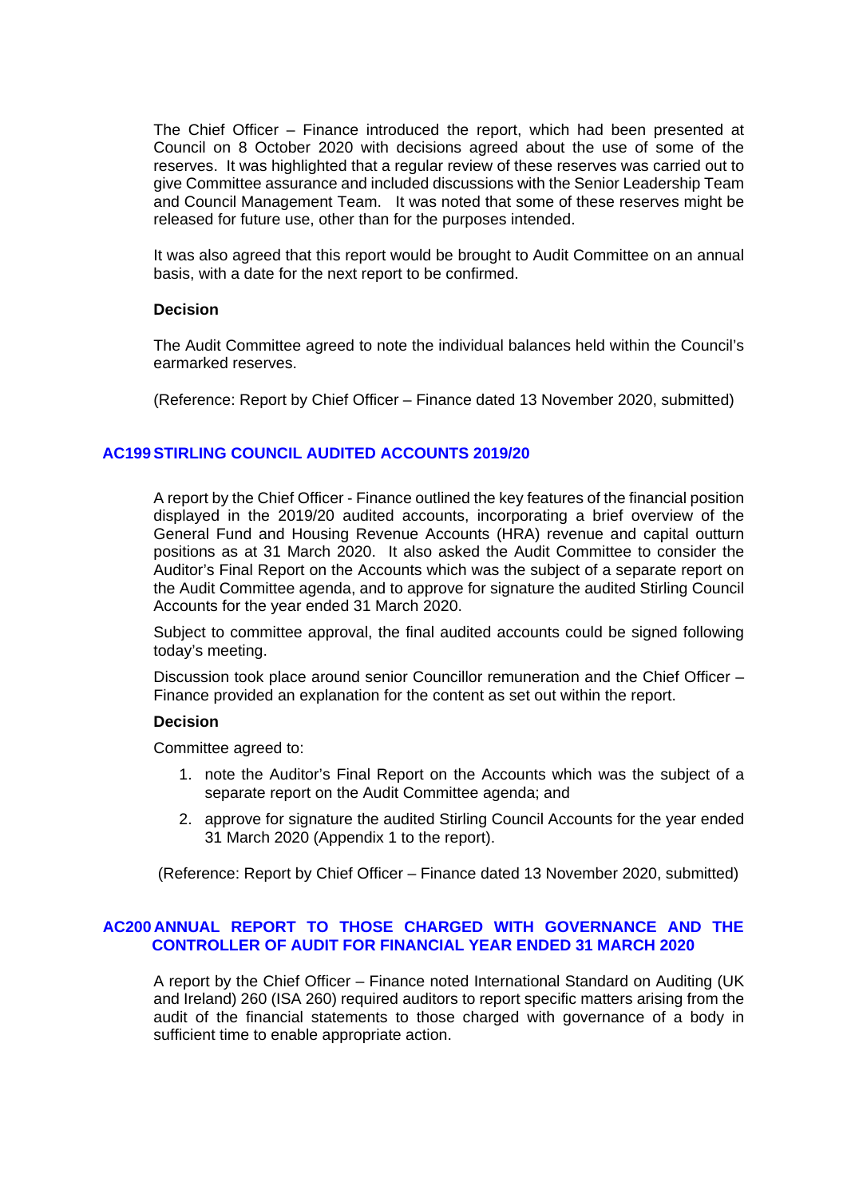The Chief Officer – Finance introduced the report, which had been presented at Council on 8 October 2020 with decisions agreed about the use of some of the reserves. It was highlighted that a regular review of these reserves was carried out to give Committee assurance and included discussions with the Senior Leadership Team and Council Management Team. It was noted that some of these reserves might be released for future use, other than for the purposes intended.

It was also agreed that this report would be brought to Audit Committee on an annual basis, with a date for the next report to be confirmed.

**Decision**

The Audit Committee agreed to note the individual balances held within the Council's earmarked reserves.

(Reference: Report by Chief Officer – Finance dated 13 November 2020, submitted)

## AC199 STIRLING COUNCIL AUDITED ACCOUNTS 2019/20

A report by the Chief Officer - Finance outlined the key features of the financial position displayed in the 2019/20 audited accounts, incorporating a brief overview of the General Fund and Housing Revenue Accounts (HRA) revenue and capital outturn positions as at 31 March 2020. It also asked the Audit Committee to consider the Auditor's Final Report on the Accounts which was the subject of a separate report on the Audit Committee agenda, and to approve for signature the audited Stirling Council Accounts for the year ended 31 March 2020.

Subject to committee approval, the final audited accounts could be signed following today's meeting.

Discussion took place around senior Councillor remuneration and the Chief Officer – Finance provided an explanation for the content as set out within the report.

**Decision**

Committee agreed to:

1. note the Auditor's Final Report on the Accounts which was the subject of a separate report on the Audit Committee agenda; and
2. approve for signature the audited Stirling Council Accounts for the year ended 31 March 2020 (Appendix 1 to the report).

(Reference: Report by Chief Officer – Finance dated 13 November 2020, submitted)

## AC200 ANNUAL REPORT TO THOSE CHARGED WITH GOVERNANCE AND THE CONTROLLER OF AUDIT FOR FINANCIAL YEAR ENDED 31 MARCH 2020

A report by the Chief Officer – Finance noted International Standard on Auditing (UK and Ireland) 260 (ISA 260) required auditors to report specific matters arising from the audit of the financial statements to those charged with governance of a body in sufficient time to enable appropriate action.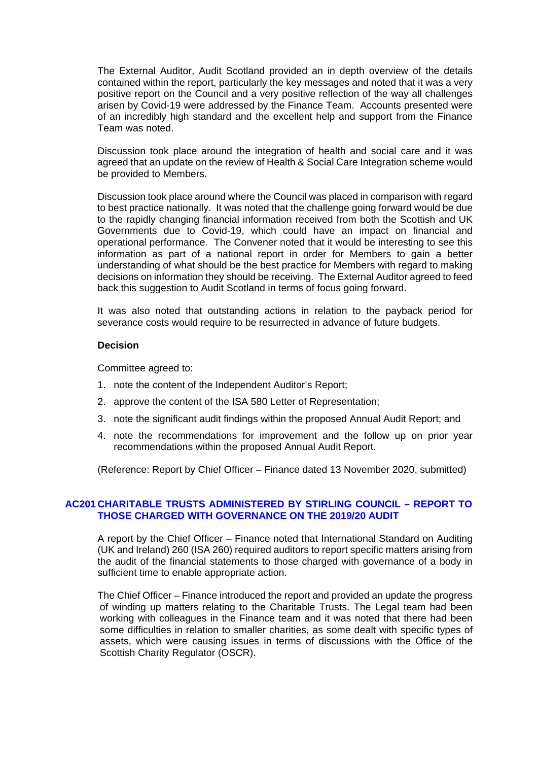The External Auditor, Audit Scotland provided an in depth overview of the details contained within the report, particularly the key messages and noted that it was a very positive report on the Council and a very positive reflection of the way all challenges arisen by Covid-19 were addressed by the Finance Team. Accounts presented were of an incredibly high standard and the excellent help and support from the Finance Team was noted.

Discussion took place around the integration of health and social care and it was agreed that an update on the review of Health & Social Care Integration scheme would be provided to Members.

Discussion took place around where the Council was placed in comparison with regard to best practice nationally. It was noted that the challenge going forward would be due to the rapidly changing financial information received from both the Scottish and UK Governments due to Covid-19, which could have an impact on financial and operational performance. The Convener noted that it would be interesting to see this information as part of a national report in order for Members to gain a better understanding of what should be the best practice for Members with regard to making decisions on information they should be receiving. The External Auditor agreed to feed back this suggestion to Audit Scotland in terms of focus going forward.

It was also noted that outstanding actions in relation to the payback period for severance costs would require to be resurrected in advance of future budgets.

**Decision**

Committee agreed to:

1. note the content of the Independent Auditor's Report;
2. approve the content of the ISA 580 Letter of Representation;
3. note the significant audit findings within the proposed Annual Audit Report; and
4. note the recommendations for improvement and the follow up on prior year recommendations within the proposed Annual Audit Report.

(Reference: Report by Chief Officer – Finance dated 13 November 2020, submitted)

## AC201 CHARITABLE TRUSTS ADMINISTERED BY STIRLING COUNCIL – REPORT TO THOSE CHARGED WITH GOVERNANCE ON THE 2019/20 AUDIT

A report by the Chief Officer – Finance noted that International Standard on Auditing (UK and Ireland) 260 (ISA 260) required auditors to report specific matters arising from the audit of the financial statements to those charged with governance of a body in sufficient time to enable appropriate action.

The Chief Officer – Finance introduced the report and provided an update the progress of winding up matters relating to the Charitable Trusts. The Legal team had been working with colleagues in the Finance team and it was noted that there had been some difficulties in relation to smaller charities, as some dealt with specific types of assets, which were causing issues in terms of discussions with the Office of the Scottish Charity Regulator (OSCR).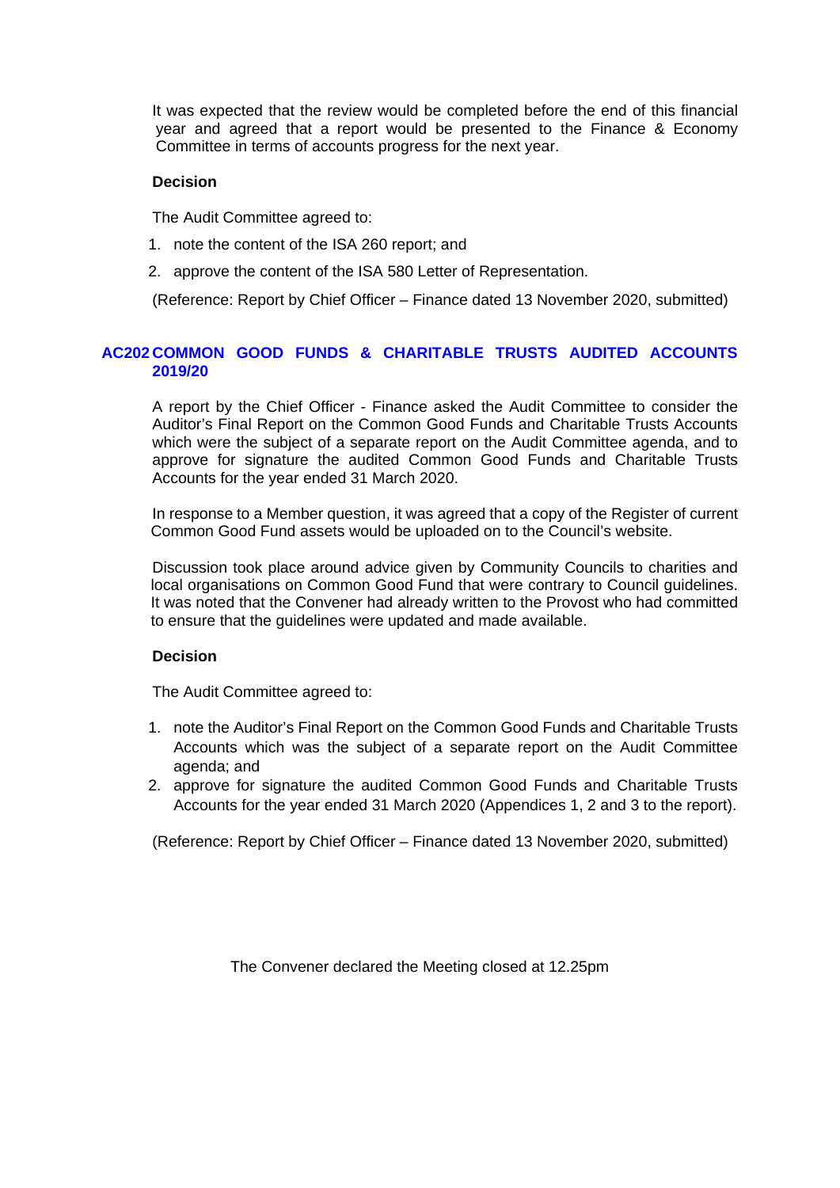It was expected that the review would be completed before the end of this financial year and agreed that a report would be presented to the Finance & Economy Committee in terms of accounts progress for the next year.

**Decision**

The Audit Committee agreed to:

1. note the content of the ISA 260 report; and
2. approve the content of the ISA 580 Letter of Representation.

(Reference: Report by Chief Officer – Finance dated 13 November 2020, submitted)

## AC202 COMMON GOOD FUNDS & CHARITABLE TRUSTS AUDITED ACCOUNTS 2019/20

A report by the Chief Officer - Finance asked the Audit Committee to consider the Auditor's Final Report on the Common Good Funds and Charitable Trusts Accounts which were the subject of a separate report on the Audit Committee agenda, and to approve for signature the audited Common Good Funds and Charitable Trusts Accounts for the year ended 31 March 2020.

In response to a Member question, it was agreed that a copy of the Register of current Common Good Fund assets would be uploaded on to the Council's website.

Discussion took place around advice given by Community Councils to charities and local organisations on Common Good Fund that were contrary to Council guidelines. It was noted that the Convener had already written to the Provost who had committed to ensure that the guidelines were updated and made available.

**Decision**

The Audit Committee agreed to:

1. note the Auditor's Final Report on the Common Good Funds and Charitable Trusts Accounts which was the subject of a separate report on the Audit Committee agenda; and
2. approve for signature the audited Common Good Funds and Charitable Trusts Accounts for the year ended 31 March 2020 (Appendices 1, 2 and 3 to the report).

(Reference: Report by Chief Officer – Finance dated 13 November 2020, submitted)

The Convener declared the Meeting closed at 12.25pm